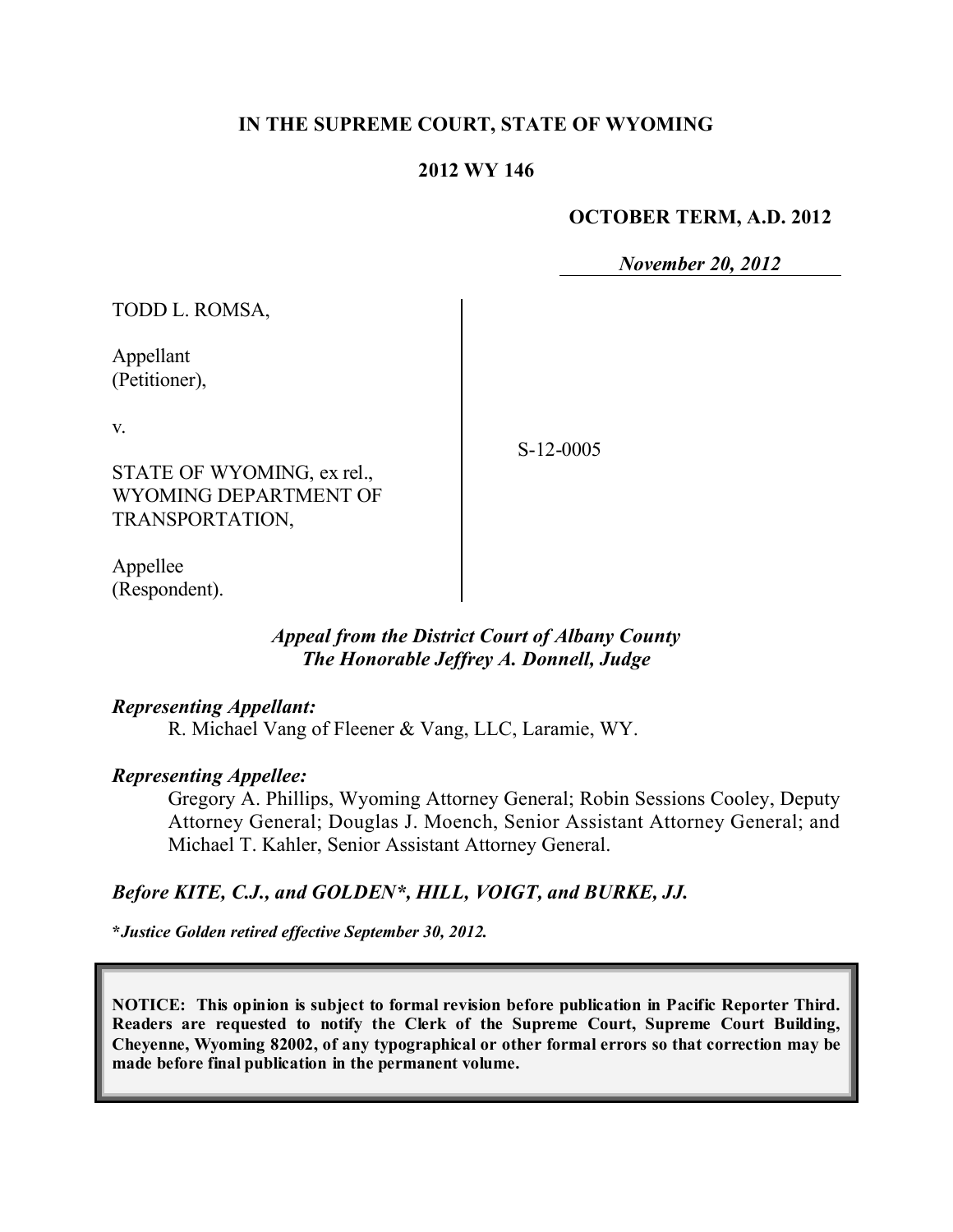# IN THE SUPREME COURT, STATE OF WYOMING

## 2012 WY 146

**OCTOBER TERM, A.D. 2012**

*November 20, 2012*

TODD L. ROMSA,

Appellant
(Petitioner),

v.

STATE OF WYOMING, ex rel.,
WYOMING DEPARTMENT OF
TRANSPORTATION,

Appellee
(Respondent).

S-12-0005

*Appeal from the District Court of Albany County*
*The Honorable Jeffrey A. Donnell, Judge*

***Representing Appellant:***

R. Michael Vang of Fleener & Vang, LLC, Laramie, WY.

***Representing Appellee:***

Gregory A. Phillips, Wyoming Attorney General; Robin Sessions Cooley, Deputy Attorney General; Douglas J. Moench, Senior Assistant Attorney General; and Michael T. Kahler, Senior Assistant Attorney General.

***Before KITE, C.J., and GOLDEN\*, HILL, VOIGT, and BURKE, JJ.***

***\*Justice Golden retired effective September 30, 2012.***

**NOTICE: This opinion is subject to formal revision before publication in Pacific Reporter Third. Readers are requested to notify the Clerk of the Supreme Court, Supreme Court Building, Cheyenne, Wyoming 82002, of any typographical or other formal errors so that correction may be made before final publication in the permanent volume.**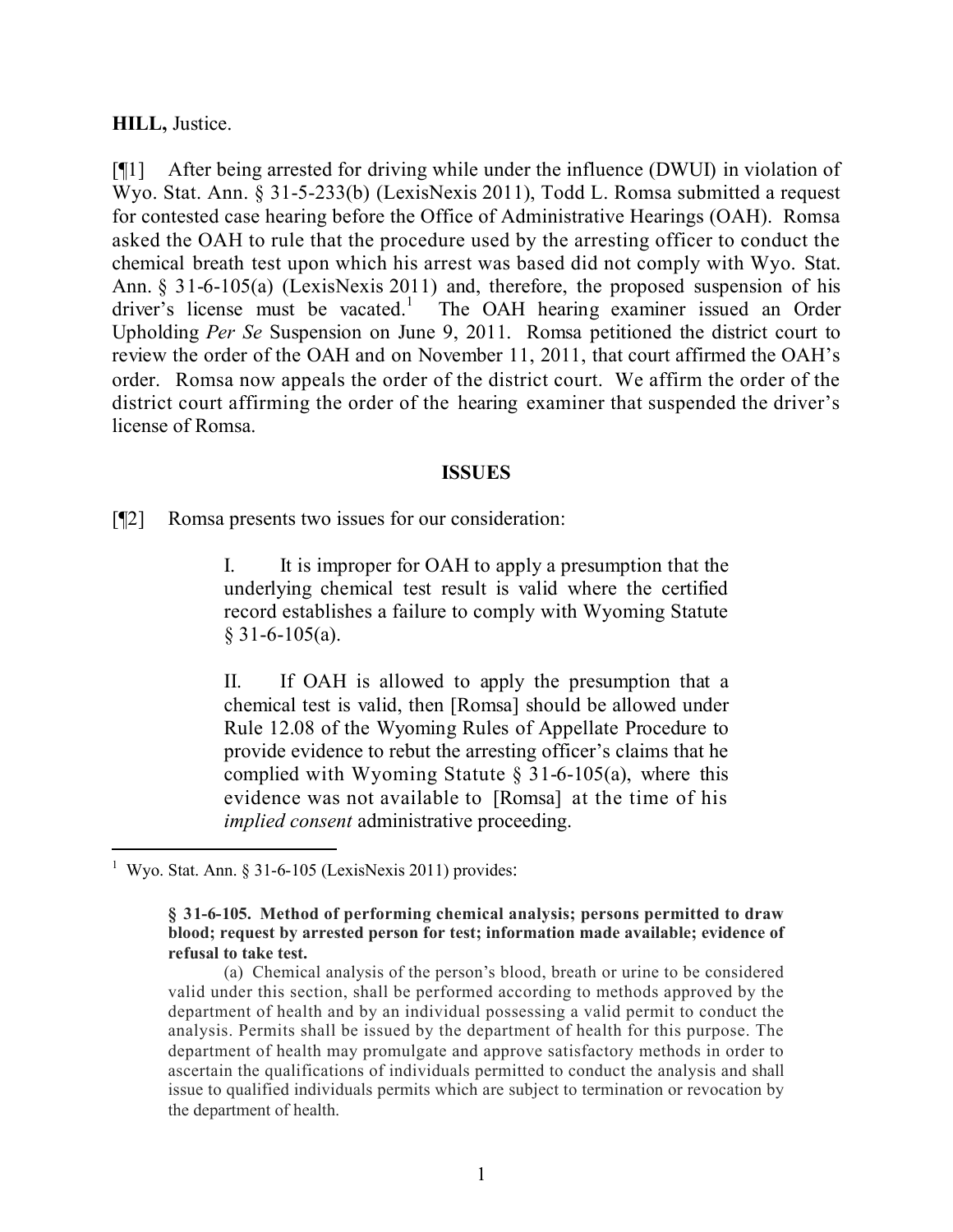**HILL,** Justice.

[¶1] After being arrested for driving while under the influence (DWUI) in violation of Wyo. Stat. Ann. § 31-5-233(b) (LexisNexis 2011), Todd L. Romsa submitted a request for contested case hearing before the Office of Administrative Hearings (OAH). Romsa asked the OAH to rule that the procedure used by the arresting officer to conduct the chemical breath test upon which his arrest was based did not comply with Wyo. Stat. Ann. § 31-6-105(a) (LexisNexis 2011) and, therefore, the proposed suspension of his driver's license must be vacated.[1] The OAH hearing examiner issued an Order Upholding *Per Se* Suspension on June 9, 2011. Romsa petitioned the district court to review the order of the OAH and on November 11, 2011, that court affirmed the OAH's order. Romsa now appeals the order of the district court. We affirm the order of the district court affirming the order of the hearing examiner that suspended the driver's license of Romsa.

## ISSUES

[¶2] Romsa presents two issues for our consideration:

> I. It is improper for OAH to apply a presumption that the underlying chemical test result is valid where the certified record establishes a failure to comply with Wyoming Statute § 31-6-105(a).
>
> II. If OAH is allowed to apply the presumption that a chemical test is valid, then [Romsa] should be allowed under Rule 12.08 of the Wyoming Rules of Appellate Procedure to provide evidence to rebut the arresting officer's claims that he complied with Wyoming Statute § 31-6-105(a), where this evidence was not available to [Romsa] at the time of his *implied consent* administrative proceeding.

---

[1] Wyo. Stat. Ann. § 31-6-105 (LexisNexis 2011) provides:

> **§ 31-6-105. Method of performing chemical analysis; persons permitted to draw blood; request by arrested person for test; information made available; evidence of refusal to take test.**
>
> (a) Chemical analysis of the person's blood, breath or urine to be considered valid under this section, shall be performed according to methods approved by the department of health and by an individual possessing a valid permit to conduct the analysis. Permits shall be issued by the department of health for this purpose. The department of health may promulgate and approve satisfactory methods in order to ascertain the qualifications of individuals permitted to conduct the analysis and shall issue to qualified individuals permits which are subject to termination or revocation by the department of health.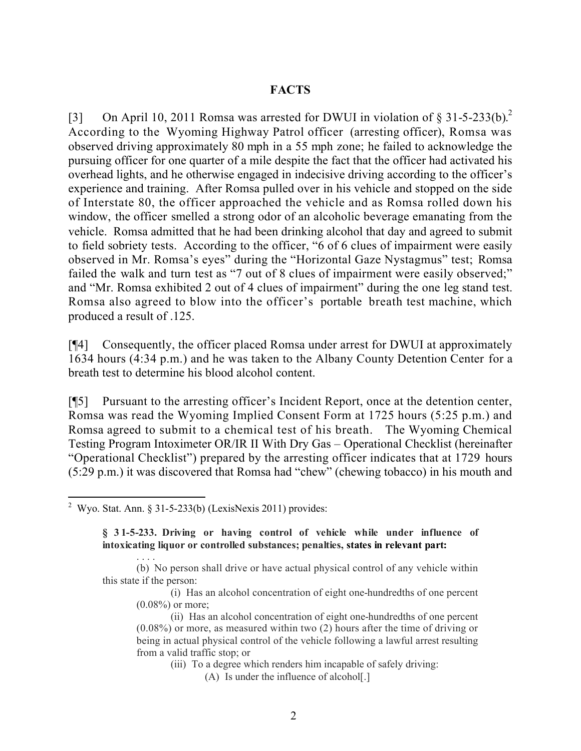## FACTS

[3] On April 10, 2011 Romsa was arrested for DWUI in violation of § 31-5-233(b).[2] According to the Wyoming Highway Patrol officer (arresting officer), Romsa was observed driving approximately 80 mph in a 55 mph zone; he failed to acknowledge the pursuing officer for one quarter of a mile despite the fact that the officer had activated his overhead lights, and he otherwise engaged in indecisive driving according to the officer's experience and training. After Romsa pulled over in his vehicle and stopped on the side of Interstate 80, the officer approached the vehicle and as Romsa rolled down his window, the officer smelled a strong odor of an alcoholic beverage emanating from the vehicle. Romsa admitted that he had been drinking alcohol that day and agreed to submit to field sobriety tests. According to the officer, "6 of 6 clues of impairment were easily observed in Mr. Romsa's eyes" during the "Horizontal Gaze Nystagmus" test; Romsa failed the walk and turn test as "7 out of 8 clues of impairment were easily observed;" and "Mr. Romsa exhibited 2 out of 4 clues of impairment" during the one leg stand test. Romsa also agreed to blow into the officer's portable breath test machine, which produced a result of .125.

[¶4] Consequently, the officer placed Romsa under arrest for DWUI at approximately 1634 hours (4:34 p.m.) and he was taken to the Albany County Detention Center for a breath test to determine his blood alcohol content.

[¶5] Pursuant to the arresting officer's Incident Report, once at the detention center, Romsa was read the Wyoming Implied Consent Form at 1725 hours (5:25 p.m.) and Romsa agreed to submit to a chemical test of his breath. The Wyoming Chemical Testing Program Intoximeter OR/IR II With Dry Gas – Operational Checklist (hereinafter "Operational Checklist") prepared by the arresting officer indicates that at 1729 hours (5:29 p.m.) it was discovered that Romsa had "chew" (chewing tobacco) in his mouth and

---

[2] Wyo. Stat. Ann. § 31-5-233(b) (LexisNexis 2011) provides:

> **§ 31-5-233. Driving or having control of vehicle while under influence of intoxicating liquor or controlled substances; penalties, states in relevant part:**
>
> . . . .
>
> (b) No person shall drive or have actual physical control of any vehicle within this state if the person:
>
> (i) Has an alcohol concentration of eight one-hundredths of one percent (0.08%) or more;
>
> (ii) Has an alcohol concentration of eight one-hundredths of one percent (0.08%) or more, as measured within two (2) hours after the time of driving or being in actual physical control of the vehicle following a lawful arrest resulting from a valid traffic stop; or
>
> (iii) To a degree which renders him incapable of safely driving:
>
> (A) Is under the influence of alcohol[.]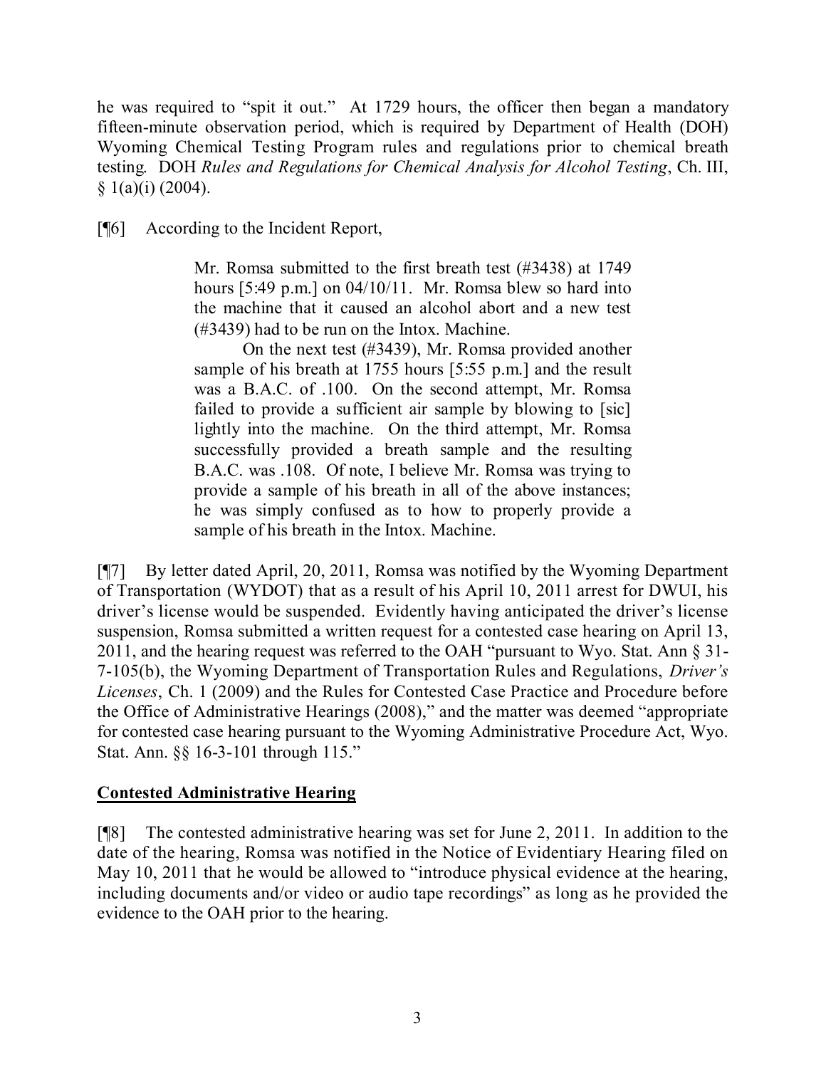he was required to "spit it out." At 1729 hours, the officer then began a mandatory fifteen-minute observation period, which is required by Department of Health (DOH) Wyoming Chemical Testing Program rules and regulations prior to chemical breath testing. DOH *Rules and Regulations for Chemical Analysis for Alcohol Testing*, Ch. III, § 1(a)(i) (2004).

[¶6] According to the Incident Report,

> Mr. Romsa submitted to the first breath test (#3438) at 1749 hours [5:49 p.m.] on 04/10/11. Mr. Romsa blew so hard into the machine that it caused an alcohol abort and a new test (#3439) had to be run on the Intox. Machine.
>
> On the next test (#3439), Mr. Romsa provided another sample of his breath at 1755 hours [5:55 p.m.] and the result was a B.A.C. of .100. On the second attempt, Mr. Romsa failed to provide a sufficient air sample by blowing to [sic] lightly into the machine. On the third attempt, Mr. Romsa successfully provided a breath sample and the resulting B.A.C. was .108. Of note, I believe Mr. Romsa was trying to provide a sample of his breath in all of the above instances; he was simply confused as to how to properly provide a sample of his breath in the Intox. Machine.

[¶7] By letter dated April, 20, 2011, Romsa was notified by the Wyoming Department of Transportation (WYDOT) that as a result of his April 10, 2011 arrest for DWUI, his driver's license would be suspended. Evidently having anticipated the driver's license suspension, Romsa submitted a written request for a contested case hearing on April 13, 2011, and the hearing request was referred to the OAH "pursuant to Wyo. Stat. Ann § 31-7-105(b), the Wyoming Department of Transportation Rules and Regulations, *Driver's Licenses*, Ch. 1 (2009) and the Rules for Contested Case Practice and Procedure before the Office of Administrative Hearings (2008)," and the matter was deemed "appropriate for contested case hearing pursuant to the Wyoming Administrative Procedure Act, Wyo. Stat. Ann. §§ 16-3-101 through 115."

**Contested Administrative Hearing**

[¶8] The contested administrative hearing was set for June 2, 2011. In addition to the date of the hearing, Romsa was notified in the Notice of Evidentiary Hearing filed on May 10, 2011 that he would be allowed to "introduce physical evidence at the hearing, including documents and/or video or audio tape recordings" as long as he provided the evidence to the OAH prior to the hearing.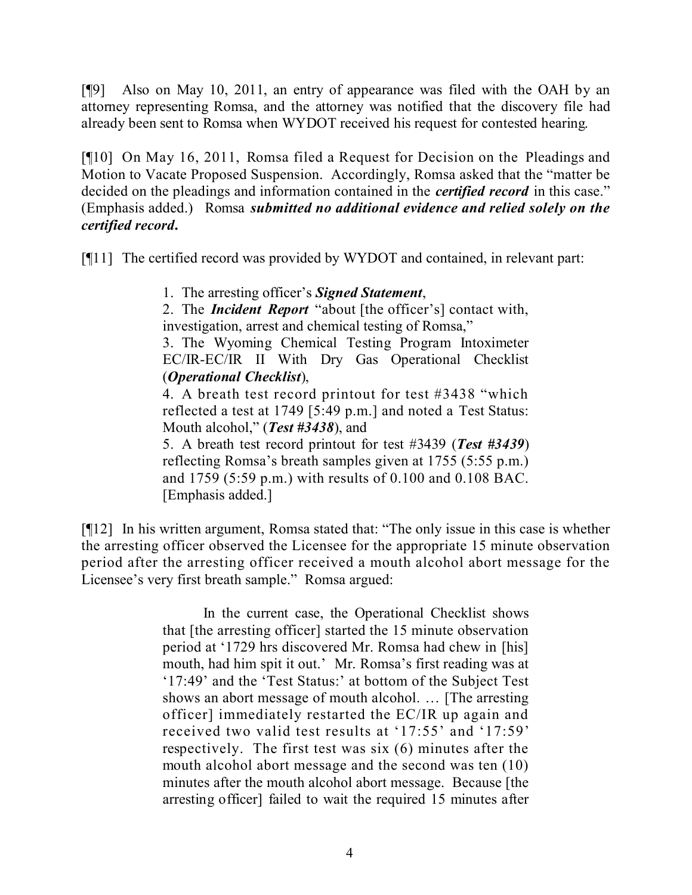[¶9] Also on May 10, 2011, an entry of appearance was filed with the OAH by an attorney representing Romsa, and the attorney was notified that the discovery file had already been sent to Romsa when WYDOT received his request for contested hearing.

[¶10] On May 16, 2011, Romsa filed a Request for Decision on the Pleadings and Motion to Vacate Proposed Suspension. Accordingly, Romsa asked that the "matter be decided on the pleadings and information contained in the ***certified record*** in this case." (Emphasis added.) Romsa ***submitted no additional evidence and relied solely on the certified record***.

[¶11] The certified record was provided by WYDOT and contained, in relevant part:

> 1. The arresting officer's ***Signed Statement***,
> 2. The ***Incident Report*** "about [the officer's] contact with, investigation, arrest and chemical testing of Romsa,"
> 3. The Wyoming Chemical Testing Program Intoximeter EC/IR-EC/IR II With Dry Gas Operational Checklist (***Operational Checklist***),
> 4. A breath test record printout for test #3438 "which reflected a test at 1749 [5:49 p.m.] and noted a Test Status: Mouth alcohol," (***Test #3438***), and
> 5. A breath test record printout for test #3439 (***Test #3439***) reflecting Romsa's breath samples given at 1755 (5:55 p.m.) and 1759 (5:59 p.m.) with results of 0.100 and 0.108 BAC. [Emphasis added.]

[¶12] In his written argument, Romsa stated that: "The only issue in this case is whether the arresting officer observed the Licensee for the appropriate 15 minute observation period after the arresting officer received a mouth alcohol abort message for the Licensee's very first breath sample." Romsa argued:

> In the current case, the Operational Checklist shows that [the arresting officer] started the 15 minute observation period at '1729 hrs discovered Mr. Romsa had chew in [his] mouth, had him spit it out.' Mr. Romsa's first reading was at '17:49' and the 'Test Status:' at bottom of the Subject Test shows an abort message of mouth alcohol. … [The arresting officer] immediately restarted the EC/IR up again and received two valid test results at '17:55' and '17:59' respectively. The first test was six (6) minutes after the mouth alcohol abort message and the second was ten (10) minutes after the mouth alcohol abort message. Because [the arresting officer] failed to wait the required 15 minutes after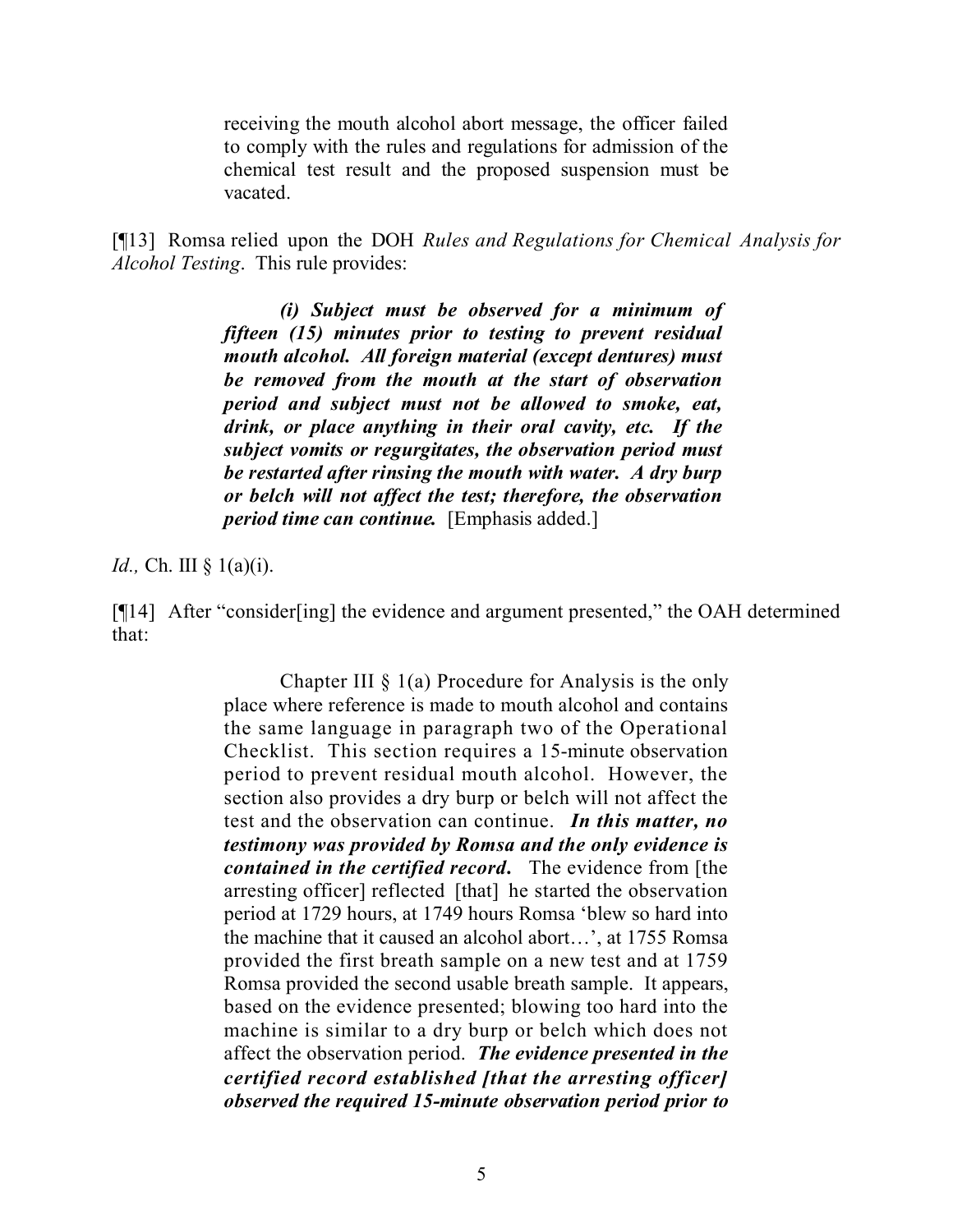> receiving the mouth alcohol abort message, the officer failed to comply with the rules and regulations for admission of the chemical test result and the proposed suspension must be vacated.

[¶13] Romsa relied upon the DOH *Rules and Regulations for Chemical Analysis for Alcohol Testing*. This rule provides:

> ***(i) Subject must be observed for a minimum of fifteen (15) minutes prior to testing to prevent residual mouth alcohol. All foreign material (except dentures) must be removed from the mouth at the start of observation period and subject must not be allowed to smoke, eat, drink, or place anything in their oral cavity, etc. If the subject vomits or regurgitates, the observation period must be restarted after rinsing the mouth with water. A dry burp or belch will not affect the test; therefore, the observation period time can continue.*** [Emphasis added.]

*Id.,* Ch. III § 1(a)(i).

[¶14] After "consider[ing] the evidence and argument presented," the OAH determined that:

> Chapter III § 1(a) Procedure for Analysis is the only place where reference is made to mouth alcohol and contains the same language in paragraph two of the Operational Checklist. This section requires a 15-minute observation period to prevent residual mouth alcohol. However, the section also provides a dry burp or belch will not affect the test and the observation can continue. ***In this matter, no testimony was provided by Romsa and the only evidence is contained in the certified record.*** The evidence from [the arresting officer] reflected [that] he started the observation period at 1729 hours, at 1749 hours Romsa 'blew so hard into the machine that it caused an alcohol abort…', at 1755 Romsa provided the first breath sample on a new test and at 1759 Romsa provided the second usable breath sample. It appears, based on the evidence presented; blowing too hard into the machine is similar to a dry burp or belch which does not affect the observation period. ***The evidence presented in the certified record established [that the arresting officer] observed the required 15-minute observation period prior to***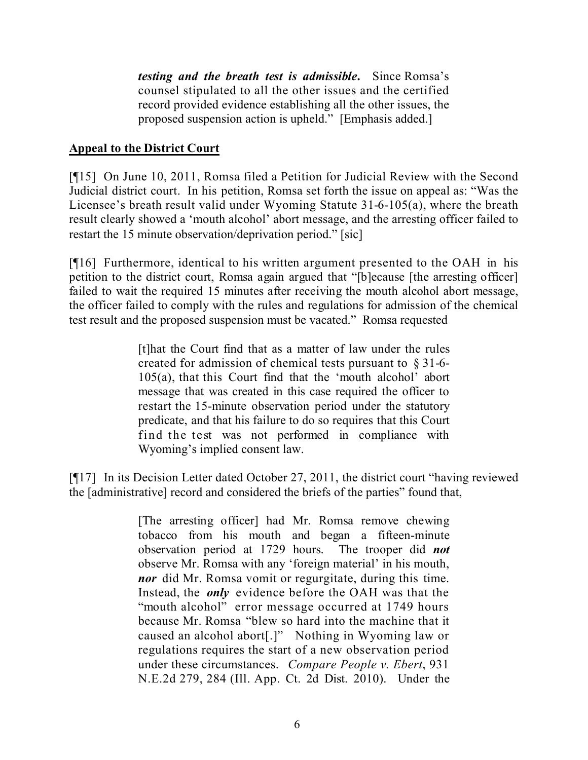> ***testing and the breath test is admissible.*** Since Romsa's counsel stipulated to all the other issues and the certified record provided evidence establishing all the other issues, the proposed suspension action is upheld." [Emphasis added.]

## Appeal to the District Court

[¶15] On June 10, 2011, Romsa filed a Petition for Judicial Review with the Second Judicial district court. In his petition, Romsa set forth the issue on appeal as: "Was the Licensee's breath result valid under Wyoming Statute 31-6-105(a), where the breath result clearly showed a 'mouth alcohol' abort message, and the arresting officer failed to restart the 15 minute observation/deprivation period." [sic]

[¶16] Furthermore, identical to his written argument presented to the OAH in his petition to the district court, Romsa again argued that "[b]ecause [the arresting officer] failed to wait the required 15 minutes after receiving the mouth alcohol abort message, the officer failed to comply with the rules and regulations for admission of the chemical test result and the proposed suspension must be vacated." Romsa requested

> [t]hat the Court find that as a matter of law under the rules created for admission of chemical tests pursuant to § 31-6-105(a), that this Court find that the 'mouth alcohol' abort message that was created in this case required the officer to restart the 15-minute observation period under the statutory predicate, and that his failure to do so requires that this Court find the test was not performed in compliance with Wyoming's implied consent law.

[¶17] In its Decision Letter dated October 27, 2011, the district court "having reviewed the [administrative] record and considered the briefs of the parties" found that,

> [The arresting officer] had Mr. Romsa remove chewing tobacco from his mouth and began a fifteen-minute observation period at 1729 hours. The trooper did ***not*** observe Mr. Romsa with any 'foreign material' in his mouth, ***nor*** did Mr. Romsa vomit or regurgitate, during this time. Instead, the ***only*** evidence before the OAH was that the "mouth alcohol" error message occurred at 1749 hours because Mr. Romsa "blew so hard into the machine that it caused an alcohol abort[.]" Nothing in Wyoming law or regulations requires the start of a new observation period under these circumstances. *Compare People v. Ebert*, 931 N.E.2d 279, 284 (Ill. App. Ct. 2d Dist. 2010). Under the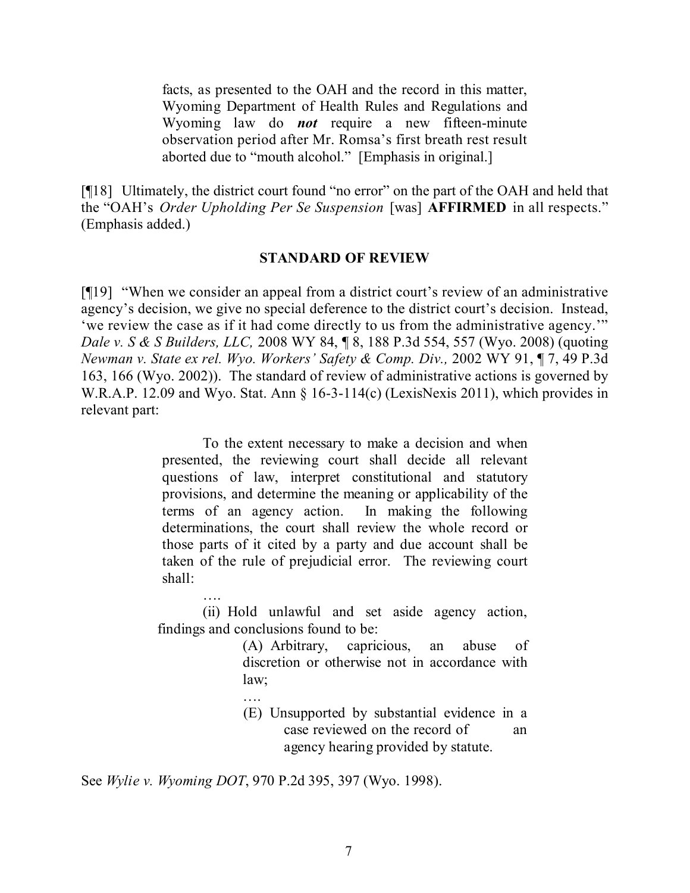> facts, as presented to the OAH and the record in this matter, Wyoming Department of Health Rules and Regulations and Wyoming law do ***not*** require a new fifteen-minute observation period after Mr. Romsa's first breath rest result aborted due to "mouth alcohol." [Emphasis in original.]

[¶18] Ultimately, the district court found "no error" on the part of the OAH and held that the "OAH's *Order Upholding Per Se Suspension* [was] **AFFIRMED** in all respects." (Emphasis added.)

## STANDARD OF REVIEW

[¶19] "When we consider an appeal from a district court's review of an administrative agency's decision, we give no special deference to the district court's decision. Instead, 'we review the case as if it had come directly to us from the administrative agency.'" *Dale v. S & S Builders, LLC,* 2008 WY 84, ¶ 8, 188 P.3d 554, 557 (Wyo. 2008) (quoting *Newman v. State ex rel. Wyo. Workers' Safety & Comp. Div.,* 2002 WY 91, ¶ 7, 49 P.3d 163, 166 (Wyo. 2002)). The standard of review of administrative actions is governed by W.R.A.P. 12.09 and Wyo. Stat. Ann § 16-3-114(c) (LexisNexis 2011), which provides in relevant part:

> To the extent necessary to make a decision and when presented, the reviewing court shall decide all relevant questions of law, interpret constitutional and statutory provisions, and determine the meaning or applicability of the terms of an agency action. In making the following determinations, the court shall review the whole record or those parts of it cited by a party and due account shall be taken of the rule of prejudicial error. The reviewing court shall:
>
> ….
>
> (ii) Hold unlawful and set aside agency action, findings and conclusions found to be:
>
> > (A) Arbitrary, capricious, an abuse of discretion or otherwise not in accordance with law;
> >
> > ….
> >
> > (E) Unsupported by substantial evidence in a case reviewed on the record of an agency hearing provided by statute.

See *Wylie v. Wyoming DOT*, 970 P.2d 395, 397 (Wyo. 1998).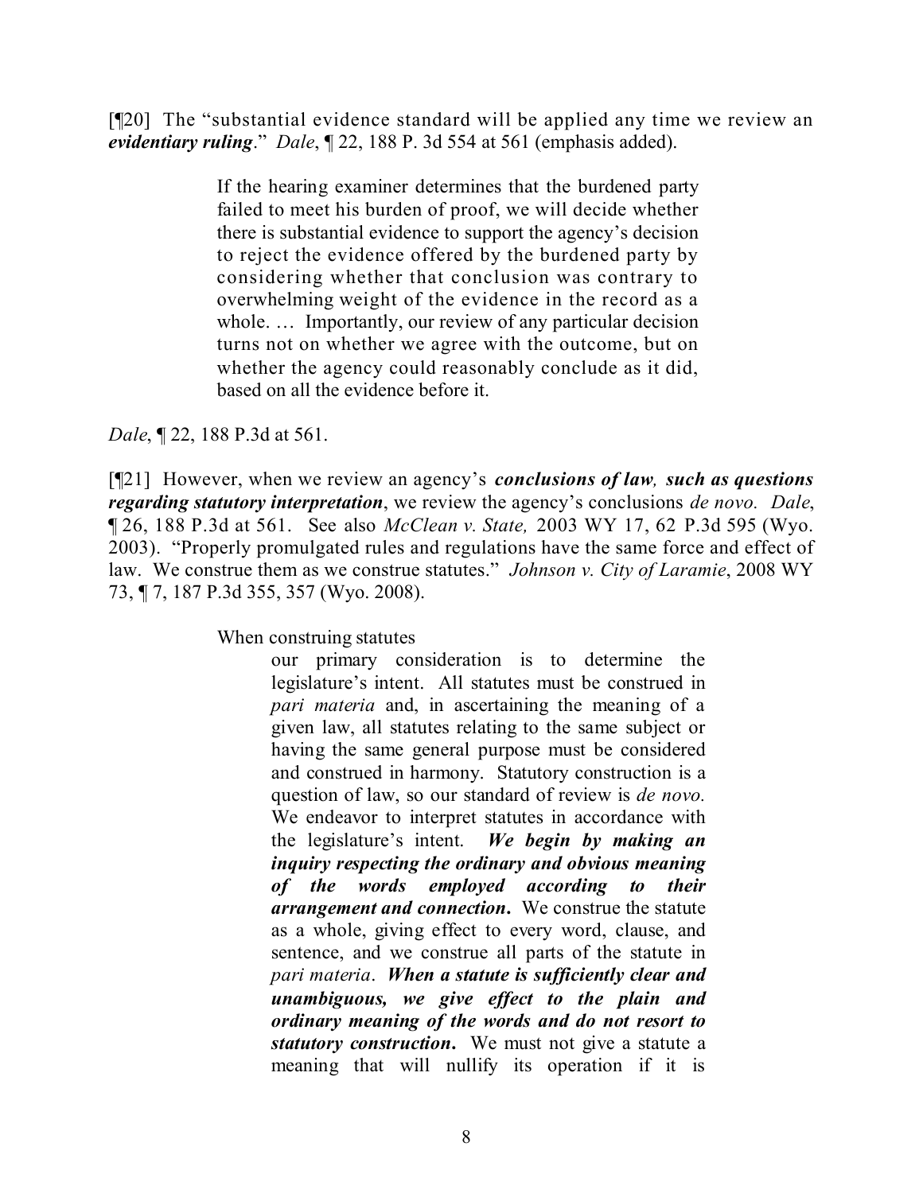[¶20] The "substantial evidence standard will be applied any time we review an ***evidentiary ruling***." *Dale*, ¶ 22, 188 P. 3d 554 at 561 (emphasis added).

> If the hearing examiner determines that the burdened party failed to meet his burden of proof, we will decide whether there is substantial evidence to support the agency's decision to reject the evidence offered by the burdened party by considering whether that conclusion was contrary to overwhelming weight of the evidence in the record as a whole. … Importantly, our review of any particular decision turns not on whether we agree with the outcome, but on whether the agency could reasonably conclude as it did, based on all the evidence before it.

*Dale*, ¶ 22, 188 P.3d at 561.

[¶21] However, when we review an agency's ***conclusions of law, such as questions regarding statutory interpretation***, we review the agency's conclusions *de novo. Dale*, ¶ 26, 188 P.3d at 561. See also *McClean v. State,* 2003 WY 17, 62 P.3d 595 (Wyo. 2003). "Properly promulgated rules and regulations have the same force and effect of law. We construe them as we construe statutes." *Johnson v. City of Laramie*, 2008 WY 73, ¶ 7, 187 P.3d 355, 357 (Wyo. 2008).

> When construing statutes
>
>> our primary consideration is to determine the legislature's intent. All statutes must be construed in *pari materia* and, in ascertaining the meaning of a given law, all statutes relating to the same subject or having the same general purpose must be considered and construed in harmony. Statutory construction is a question of law, so our standard of review is *de novo.* We endeavor to interpret statutes in accordance with the legislature's intent. ***We begin by making an inquiry respecting the ordinary and obvious meaning of the words employed according to their arrangement and connection***. We construe the statute as a whole, giving effect to every word, clause, and sentence, and we construe all parts of the statute in *pari materia*. ***When a statute is sufficiently clear and unambiguous, we give effect to the plain and ordinary meaning of the words and do not resort to statutory construction***. We must not give a statute a meaning that will nullify its operation if it is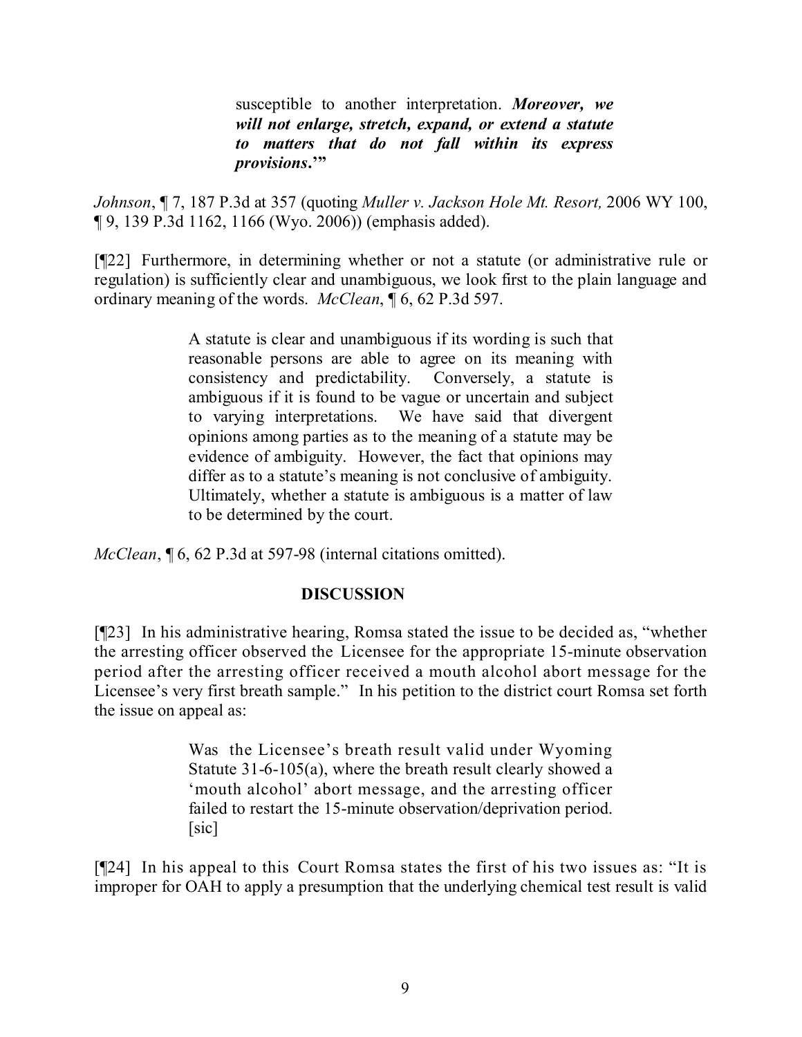> susceptible to another interpretation. ***Moreover, we will not enlarge, stretch, expand, or extend a statute to matters that do not fall within its express provisions.'"***

*Johnson*, ¶ 7, 187 P.3d at 357 (quoting *Muller v. Jackson Hole Mt. Resort,* 2006 WY 100, ¶ 9, 139 P.3d 1162, 1166 (Wyo. 2006)) (emphasis added).

[¶22] Furthermore, in determining whether or not a statute (or administrative rule or regulation) is sufficiently clear and unambiguous, we look first to the plain language and ordinary meaning of the words. *McClean*, ¶ 6, 62 P.3d 597.

> A statute is clear and unambiguous if its wording is such that reasonable persons are able to agree on its meaning with consistency and predictability. Conversely, a statute is ambiguous if it is found to be vague or uncertain and subject to varying interpretations. We have said that divergent opinions among parties as to the meaning of a statute may be evidence of ambiguity. However, the fact that opinions may differ as to a statute's meaning is not conclusive of ambiguity. Ultimately, whether a statute is ambiguous is a matter of law to be determined by the court.

*McClean*, ¶ 6, 62 P.3d at 597-98 (internal citations omitted).

## DISCUSSION

[¶23] In his administrative hearing, Romsa stated the issue to be decided as, "whether the arresting officer observed the Licensee for the appropriate 15-minute observation period after the arresting officer received a mouth alcohol abort message for the Licensee's very first breath sample." In his petition to the district court Romsa set forth the issue on appeal as:

> Was the Licensee's breath result valid under Wyoming Statute 31-6-105(a), where the breath result clearly showed a 'mouth alcohol' abort message, and the arresting officer failed to restart the 15-minute observation/deprivation period. [sic]

[¶24] In his appeal to this Court Romsa states the first of his two issues as: "It is improper for OAH to apply a presumption that the underlying chemical test result is valid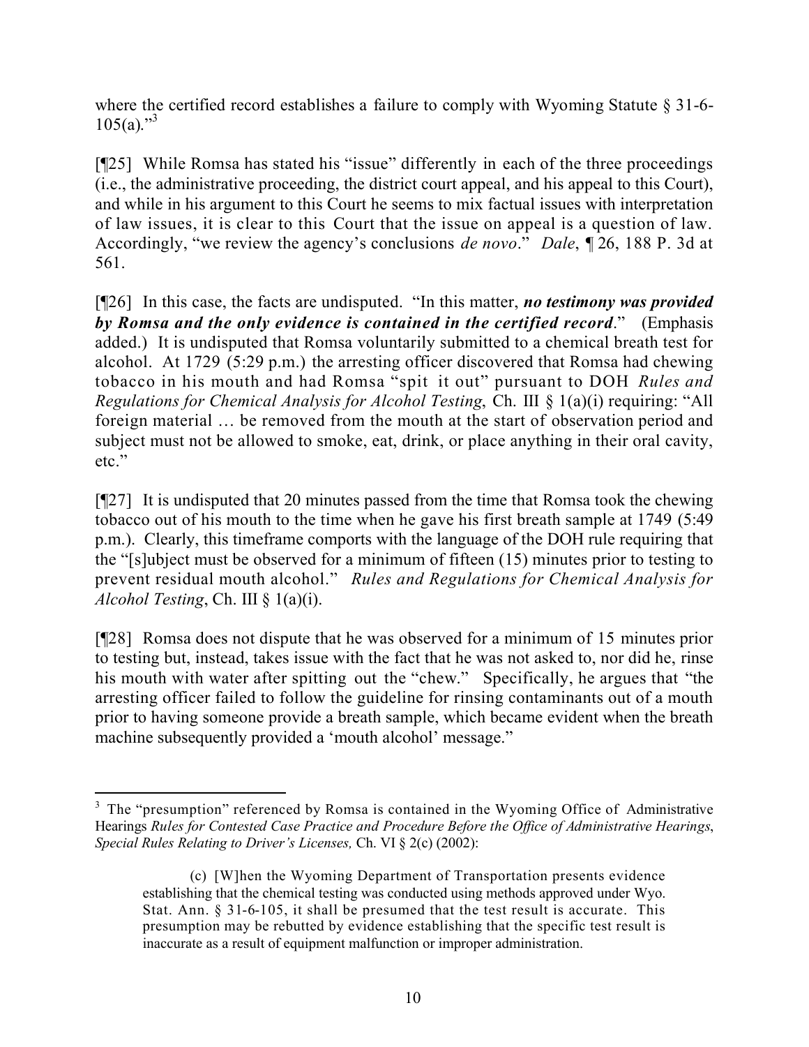where the certified record establishes a failure to comply with Wyoming Statute § 31-6-105(a)."[3]

[¶25] While Romsa has stated his "issue" differently in each of the three proceedings (i.e., the administrative proceeding, the district court appeal, and his appeal to this Court), and while in his argument to this Court he seems to mix factual issues with interpretation of law issues, it is clear to this Court that the issue on appeal is a question of law. Accordingly, "we review the agency's conclusions *de novo*." *Dale*, ¶ 26, 188 P. 3d at 561.

[¶26] In this case, the facts are undisputed. "In this matter, ***no testimony was provided by Romsa and the only evidence is contained in the certified record***." (Emphasis added.) It is undisputed that Romsa voluntarily submitted to a chemical breath test for alcohol. At 1729 (5:29 p.m.) the arresting officer discovered that Romsa had chewing tobacco in his mouth and had Romsa "spit it out" pursuant to DOH *Rules and Regulations for Chemical Analysis for Alcohol Testing*, Ch. III § 1(a)(i) requiring: "All foreign material … be removed from the mouth at the start of observation period and subject must not be allowed to smoke, eat, drink, or place anything in their oral cavity, etc."

[¶27] It is undisputed that 20 minutes passed from the time that Romsa took the chewing tobacco out of his mouth to the time when he gave his first breath sample at 1749 (5:49 p.m.). Clearly, this timeframe comports with the language of the DOH rule requiring that the "[s]ubject must be observed for a minimum of fifteen (15) minutes prior to testing to prevent residual mouth alcohol." *Rules and Regulations for Chemical Analysis for Alcohol Testing*, Ch. III § 1(a)(i).

[¶28] Romsa does not dispute that he was observed for a minimum of 15 minutes prior to testing but, instead, takes issue with the fact that he was not asked to, nor did he, rinse his mouth with water after spitting out the "chew." Specifically, he argues that "the arresting officer failed to follow the guideline for rinsing contaminants out of a mouth prior to having someone provide a breath sample, which became evident when the breath machine subsequently provided a 'mouth alcohol' message."

---

[3] The "presumption" referenced by Romsa is contained in the Wyoming Office of Administrative Hearings *Rules for Contested Case Practice and Procedure Before the Office of Administrative Hearings*, *Special Rules Relating to Driver's Licenses,* Ch. VI § 2(c) (2002):

> (c) [W]hen the Wyoming Department of Transportation presents evidence establishing that the chemical testing was conducted using methods approved under Wyo. Stat. Ann. § 31-6-105, it shall be presumed that the test result is accurate. This presumption may be rebutted by evidence establishing that the specific test result is inaccurate as a result of equipment malfunction or improper administration.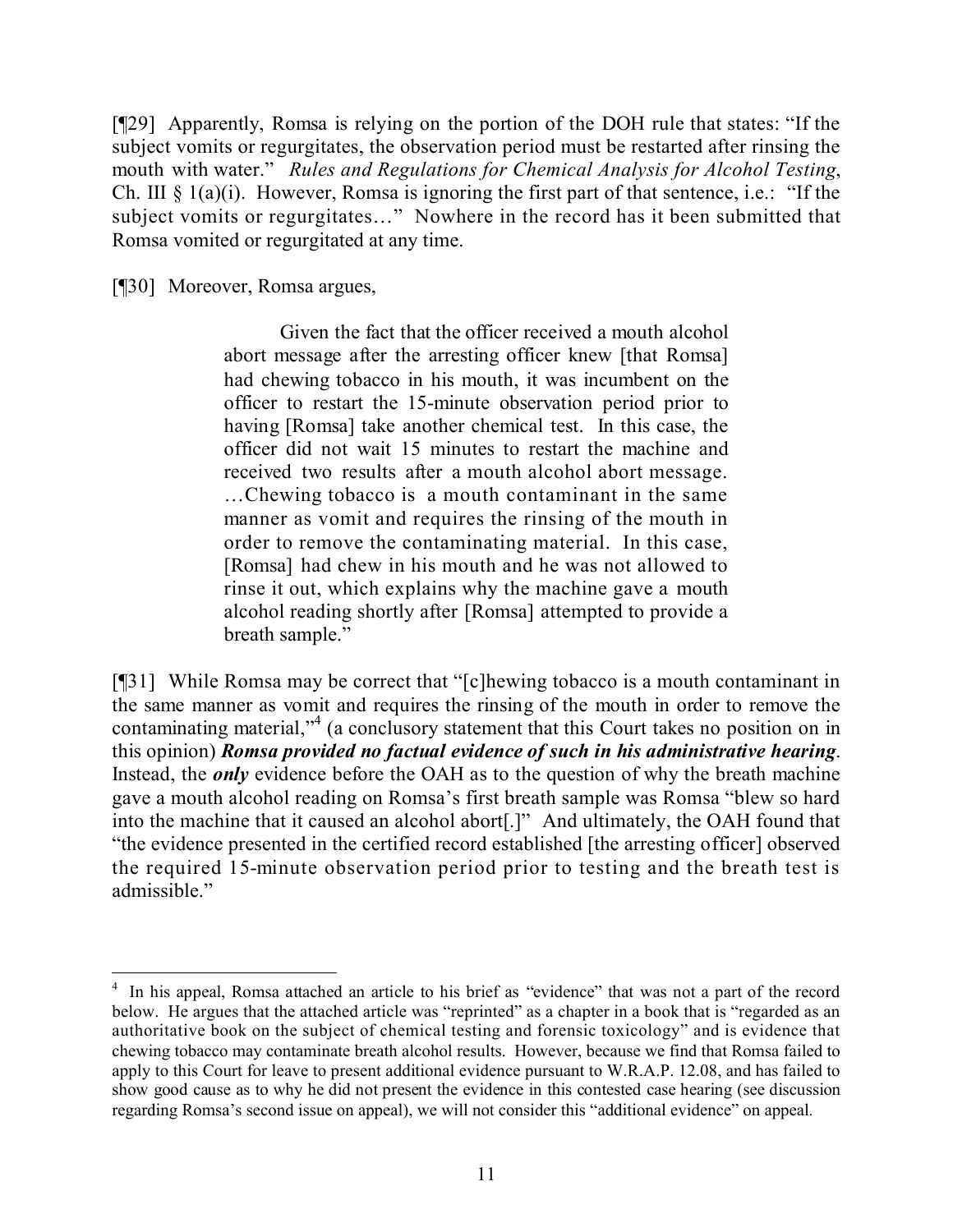[¶29] Apparently, Romsa is relying on the portion of the DOH rule that states: "If the subject vomits or regurgitates, the observation period must be restarted after rinsing the mouth with water." *Rules and Regulations for Chemical Analysis for Alcohol Testing*, Ch. III § 1(a)(i). However, Romsa is ignoring the first part of that sentence, i.e.: "If the subject vomits or regurgitates…" Nowhere in the record has it been submitted that Romsa vomited or regurgitated at any time.

[¶30] Moreover, Romsa argues,

> Given the fact that the officer received a mouth alcohol abort message after the arresting officer knew [that Romsa] had chewing tobacco in his mouth, it was incumbent on the officer to restart the 15-minute observation period prior to having [Romsa] take another chemical test. In this case, the officer did not wait 15 minutes to restart the machine and received two results after a mouth alcohol abort message. …Chewing tobacco is a mouth contaminant in the same manner as vomit and requires the rinsing of the mouth in order to remove the contaminating material. In this case, [Romsa] had chew in his mouth and he was not allowed to rinse it out, which explains why the machine gave a mouth alcohol reading shortly after [Romsa] attempted to provide a breath sample."

[¶31] While Romsa may be correct that "[c]hewing tobacco is a mouth contaminant in the same manner as vomit and requires the rinsing of the mouth in order to remove the contaminating material,"[4] (a conclusory statement that this Court takes no position on in this opinion) ***Romsa provided no factual evidence of such in his administrative hearing***. Instead, the ***only*** evidence before the OAH as to the question of why the breath machine gave a mouth alcohol reading on Romsa's first breath sample was Romsa "blew so hard into the machine that it caused an alcohol abort[.]" And ultimately, the OAH found that "the evidence presented in the certified record established [the arresting officer] observed the required 15-minute observation period prior to testing and the breath test is admissible."

---

[4] In his appeal, Romsa attached an article to his brief as "evidence" that was not a part of the record below. He argues that the attached article was "reprinted" as a chapter in a book that is "regarded as an authoritative book on the subject of chemical testing and forensic toxicology" and is evidence that chewing tobacco may contaminate breath alcohol results. However, because we find that Romsa failed to apply to this Court for leave to present additional evidence pursuant to W.R.A.P. 12.08, and has failed to show good cause as to why he did not present the evidence in this contested case hearing (see discussion regarding Romsa's second issue on appeal), we will not consider this "additional evidence" on appeal.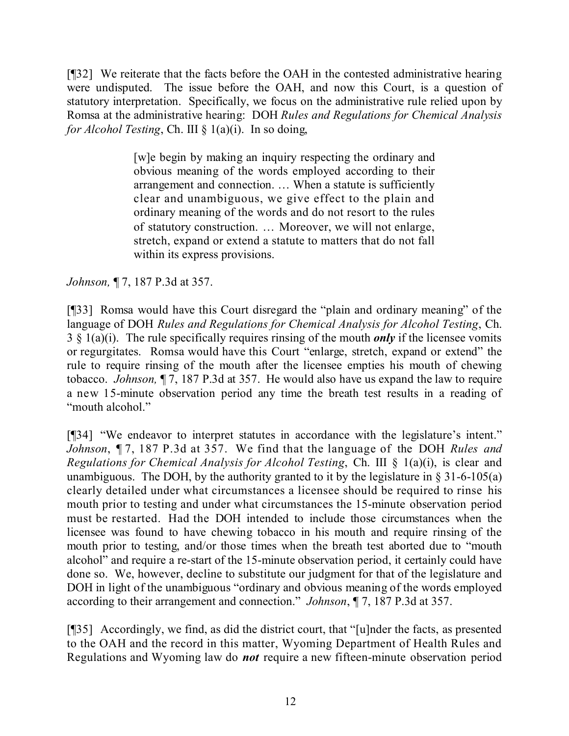[¶32] We reiterate that the facts before the OAH in the contested administrative hearing were undisputed. The issue before the OAH, and now this Court, is a question of statutory interpretation. Specifically, we focus on the administrative rule relied upon by Romsa at the administrative hearing: DOH *Rules and Regulations for Chemical Analysis for Alcohol Testing*, Ch. III § 1(a)(i). In so doing,

> [w]e begin by making an inquiry respecting the ordinary and obvious meaning of the words employed according to their arrangement and connection. … When a statute is sufficiently clear and unambiguous, we give effect to the plain and ordinary meaning of the words and do not resort to the rules of statutory construction. … Moreover, we will not enlarge, stretch, expand or extend a statute to matters that do not fall within its express provisions.

*Johnson,* ¶ 7, 187 P.3d at 357.

[¶33] Romsa would have this Court disregard the "plain and ordinary meaning" of the language of DOH *Rules and Regulations for Chemical Analysis for Alcohol Testing*, Ch. 3 § 1(a)(i). The rule specifically requires rinsing of the mouth ***only*** if the licensee vomits or regurgitates. Romsa would have this Court "enlarge, stretch, expand or extend" the rule to require rinsing of the mouth after the licensee empties his mouth of chewing tobacco. *Johnson,* ¶ 7, 187 P.3d at 357. He would also have us expand the law to require a new 15-minute observation period any time the breath test results in a reading of "mouth alcohol."

[¶34] "We endeavor to interpret statutes in accordance with the legislature's intent." *Johnson*, ¶ 7, 187 P.3d at 357. We find that the language of the DOH *Rules and Regulations for Chemical Analysis for Alcohol Testing*, Ch. III § 1(a)(i), is clear and unambiguous. The DOH, by the authority granted to it by the legislature in § 31-6-105(a) clearly detailed under what circumstances a licensee should be required to rinse his mouth prior to testing and under what circumstances the 15-minute observation period must be restarted. Had the DOH intended to include those circumstances when the licensee was found to have chewing tobacco in his mouth and require rinsing of the mouth prior to testing, and/or those times when the breath test aborted due to "mouth alcohol" and require a re-start of the 15-minute observation period, it certainly could have done so. We, however, decline to substitute our judgment for that of the legislature and DOH in light of the unambiguous "ordinary and obvious meaning of the words employed according to their arrangement and connection." *Johnson*, ¶ 7, 187 P.3d at 357.

[¶35] Accordingly, we find, as did the district court, that "[u]nder the facts, as presented to the OAH and the record in this matter, Wyoming Department of Health Rules and Regulations and Wyoming law do ***not*** require a new fifteen-minute observation period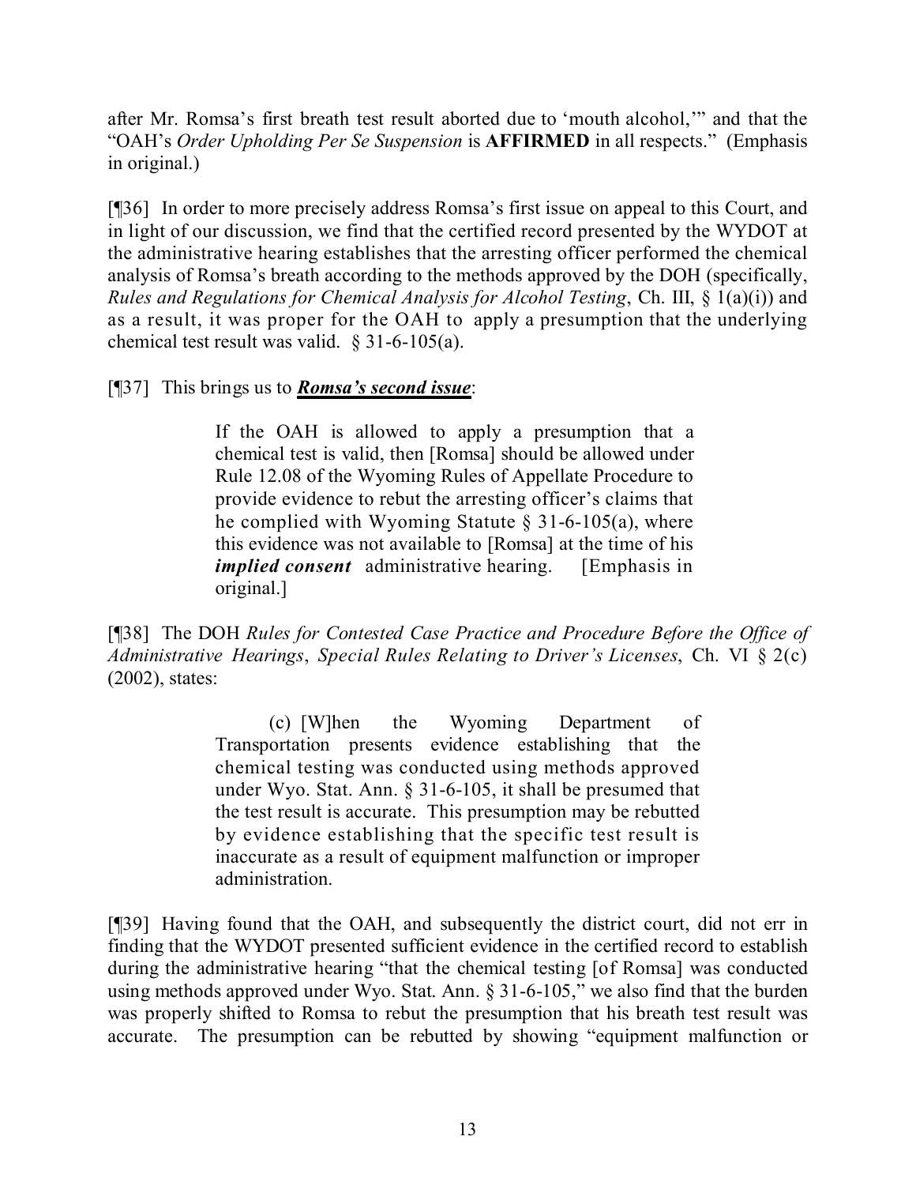after Mr. Romsa's first breath test result aborted due to 'mouth alcohol,'" and that the "OAH's *Order Upholding Per Se Suspension* is **AFFIRMED** in all respects." (Emphasis in original.)

[¶36] In order to more precisely address Romsa's first issue on appeal to this Court, and in light of our discussion, we find that the certified record presented by the WYDOT at the administrative hearing establishes that the arresting officer performed the chemical analysis of Romsa's breath according to the methods approved by the DOH (specifically, *Rules and Regulations for Chemical Analysis for Alcohol Testing*, Ch. III, § 1(a)(i)) and as a result, it was proper for the OAH to apply a presumption that the underlying chemical test result was valid. § 31-6-105(a).

[¶37] This brings us to ***Romsa's second issue***:

> If the OAH is allowed to apply a presumption that a chemical test is valid, then [Romsa] should be allowed under Rule 12.08 of the Wyoming Rules of Appellate Procedure to provide evidence to rebut the arresting officer's claims that he complied with Wyoming Statute § 31-6-105(a), where this evidence was not available to [Romsa] at the time of his ***implied consent*** administrative hearing. [Emphasis in original.]

[¶38] The DOH *Rules for Contested Case Practice and Procedure Before the Office of Administrative Hearings*, *Special Rules Relating to Driver's Licenses*, Ch. VI § 2(c) (2002), states:

> (c) [W]hen the Wyoming Department of Transportation presents evidence establishing that the chemical testing was conducted using methods approved under Wyo. Stat. Ann. § 31-6-105, it shall be presumed that the test result is accurate. This presumption may be rebutted by evidence establishing that the specific test result is inaccurate as a result of equipment malfunction or improper administration.

[¶39] Having found that the OAH, and subsequently the district court, did not err in finding that the WYDOT presented sufficient evidence in the certified record to establish during the administrative hearing "that the chemical testing [of Romsa] was conducted using methods approved under Wyo. Stat. Ann. § 31-6-105," we also find that the burden was properly shifted to Romsa to rebut the presumption that his breath test result was accurate. The presumption can be rebutted by showing "equipment malfunction or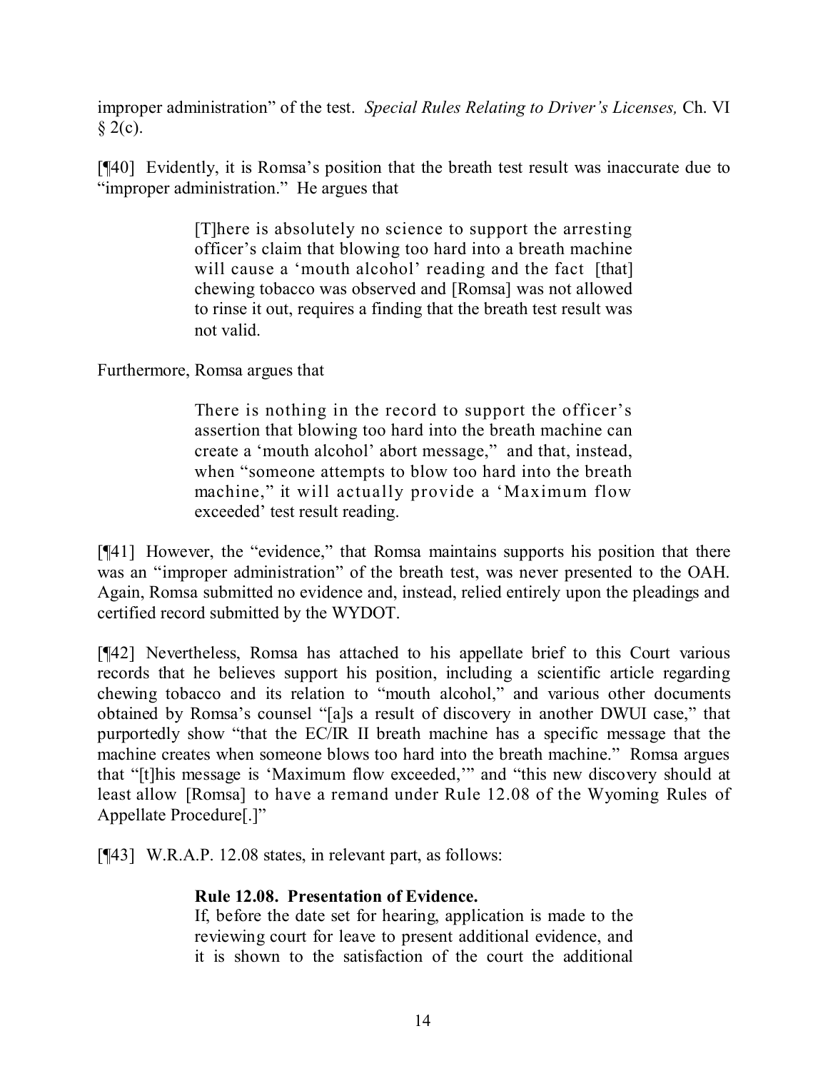improper administration" of the test. *Special Rules Relating to Driver's Licenses,* Ch. VI § 2(c).

[¶40] Evidently, it is Romsa's position that the breath test result was inaccurate due to "improper administration." He argues that

> [T]here is absolutely no science to support the arresting officer's claim that blowing too hard into a breath machine will cause a 'mouth alcohol' reading and the fact [that] chewing tobacco was observed and [Romsa] was not allowed to rinse it out, requires a finding that the breath test result was not valid.

Furthermore, Romsa argues that

> There is nothing in the record to support the officer's assertion that blowing too hard into the breath machine can create a 'mouth alcohol' abort message," and that, instead, when "someone attempts to blow too hard into the breath machine," it will actually provide a 'Maximum flow exceeded' test result reading.

[¶41] However, the "evidence," that Romsa maintains supports his position that there was an "improper administration" of the breath test, was never presented to the OAH. Again, Romsa submitted no evidence and, instead, relied entirely upon the pleadings and certified record submitted by the WYDOT.

[¶42] Nevertheless, Romsa has attached to his appellate brief to this Court various records that he believes support his position, including a scientific article regarding chewing tobacco and its relation to "mouth alcohol," and various other documents obtained by Romsa's counsel "[a]s a result of discovery in another DWUI case," that purportedly show "that the EC/IR II breath machine has a specific message that the machine creates when someone blows too hard into the breath machine." Romsa argues that "[t]his message is 'Maximum flow exceeded,'" and "this new discovery should at least allow [Romsa] to have a remand under Rule 12.08 of the Wyoming Rules of Appellate Procedure[.]"

[¶43] W.R.A.P. 12.08 states, in relevant part, as follows:

> **Rule 12.08. Presentation of Evidence.**
> If, before the date set for hearing, application is made to the reviewing court for leave to present additional evidence, and it is shown to the satisfaction of the court the additional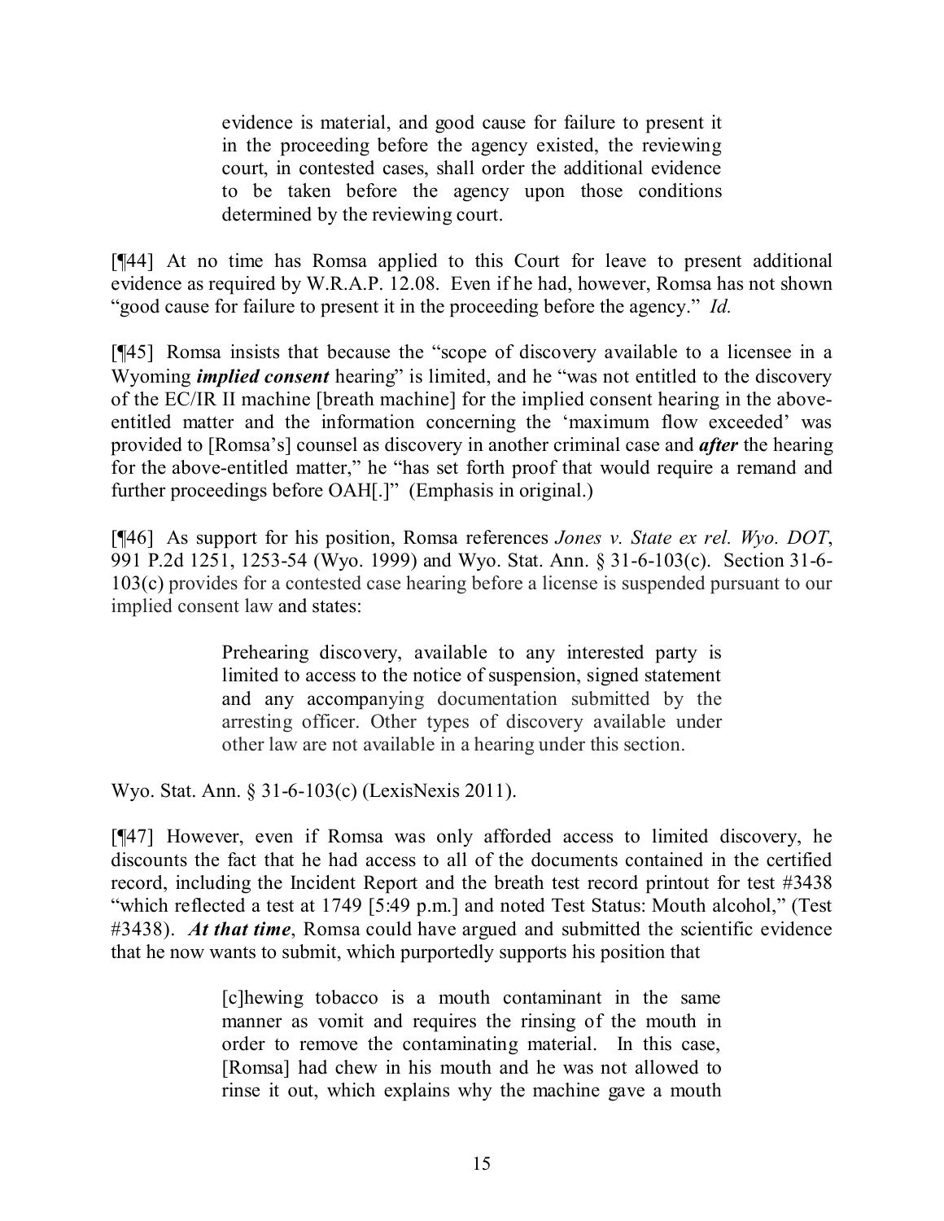> evidence is material, and good cause for failure to present it in the proceeding before the agency existed, the reviewing court, in contested cases, shall order the additional evidence to be taken before the agency upon those conditions determined by the reviewing court.

[¶44] At no time has Romsa applied to this Court for leave to present additional evidence as required by W.R.A.P. 12.08. Even if he had, however, Romsa has not shown "good cause for failure to present it in the proceeding before the agency." *Id.*

[¶45] Romsa insists that because the "scope of discovery available to a licensee in a Wyoming ***implied consent*** hearing" is limited, and he "was not entitled to the discovery of the EC/IR II machine [breath machine] for the implied consent hearing in the above-entitled matter and the information concerning the 'maximum flow exceeded' was provided to [Romsa's] counsel as discovery in another criminal case and ***after*** the hearing for the above-entitled matter," he "has set forth proof that would require a remand and further proceedings before OAH[.]" (Emphasis in original.)

[¶46] As support for his position, Romsa references *Jones v. State ex rel. Wyo. DOT*, 991 P.2d 1251, 1253-54 (Wyo. 1999) and Wyo. Stat. Ann. § 31-6-103(c). Section 31-6-103(c) provides for a contested case hearing before a license is suspended pursuant to our implied consent law and states:

> Prehearing discovery, available to any interested party is limited to access to the notice of suspension, signed statement and any accompanying documentation submitted by the arresting officer. Other types of discovery available under other law are not available in a hearing under this section.

Wyo. Stat. Ann. § 31-6-103(c) (LexisNexis 2011).

[¶47] However, even if Romsa was only afforded access to limited discovery, he discounts the fact that he had access to all of the documents contained in the certified record, including the Incident Report and the breath test record printout for test #3438 "which reflected a test at 1749 [5:49 p.m.] and noted Test Status: Mouth alcohol," (Test #3438). ***At that time***, Romsa could have argued and submitted the scientific evidence that he now wants to submit, which purportedly supports his position that

> [c]hewing tobacco is a mouth contaminant in the same manner as vomit and requires the rinsing of the mouth in order to remove the contaminating material. In this case, [Romsa] had chew in his mouth and he was not allowed to rinse it out, which explains why the machine gave a mouth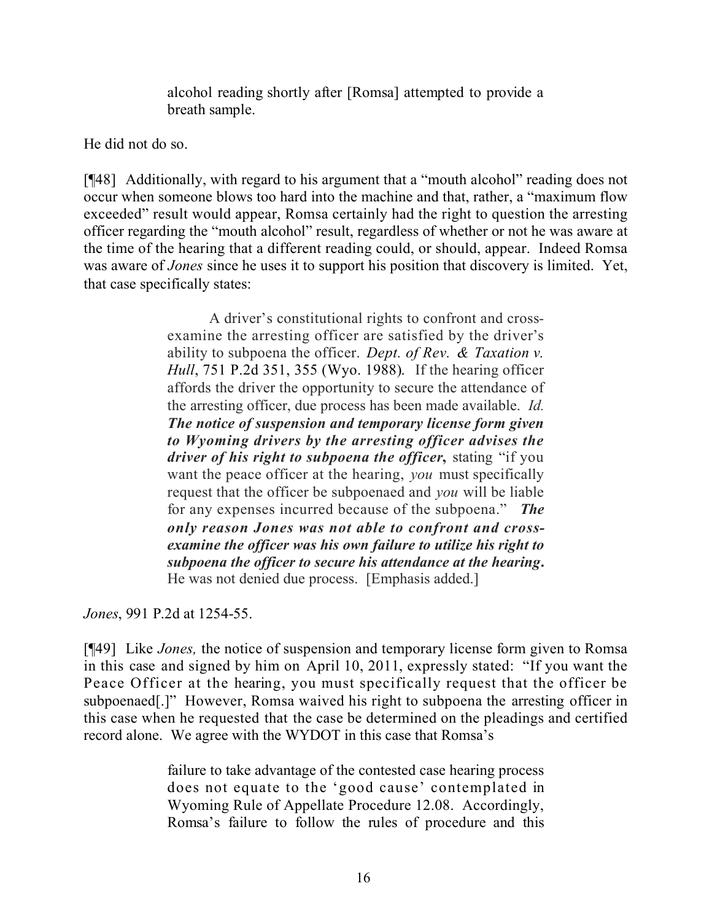> alcohol reading shortly after [Romsa] attempted to provide a breath sample.

He did not do so.

[¶48] Additionally, with regard to his argument that a "mouth alcohol" reading does not occur when someone blows too hard into the machine and that, rather, a "maximum flow exceeded" result would appear, Romsa certainly had the right to question the arresting officer regarding the "mouth alcohol" result, regardless of whether or not he was aware at the time of the hearing that a different reading could, or should, appear. Indeed Romsa was aware of *Jones* since he uses it to support his position that discovery is limited. Yet, that case specifically states:

> A driver's constitutional rights to confront and cross-examine the arresting officer are satisfied by the driver's ability to subpoena the officer. *Dept. of Rev. & Taxation v. Hull*, 751 P.2d 351, 355 (Wyo. 1988). If the hearing officer affords the driver the opportunity to secure the attendance of the arresting officer, due process has been made available. *Id.* ***The notice of suspension and temporary license form given to Wyoming drivers by the arresting officer advises the driver of his right to subpoena the officer,*** stating "if you want the peace officer at the hearing, *you* must specifically request that the officer be subpoenaed and *you* will be liable for any expenses incurred because of the subpoena." ***The only reason Jones was not able to confront and cross-examine the officer was his own failure to utilize his right to subpoena the officer to secure his attendance at the hearing.*** He was not denied due process. [Emphasis added.]

*Jones*, 991 P.2d at 1254-55.

[¶49] Like *Jones,* the notice of suspension and temporary license form given to Romsa in this case and signed by him on April 10, 2011, expressly stated: "If you want the Peace Officer at the hearing, you must specifically request that the officer be subpoenaed[.]" However, Romsa waived his right to subpoena the arresting officer in this case when he requested that the case be determined on the pleadings and certified record alone. We agree with the WYDOT in this case that Romsa's

> failure to take advantage of the contested case hearing process does not equate to the 'good cause' contemplated in Wyoming Rule of Appellate Procedure 12.08. Accordingly, Romsa's failure to follow the rules of procedure and this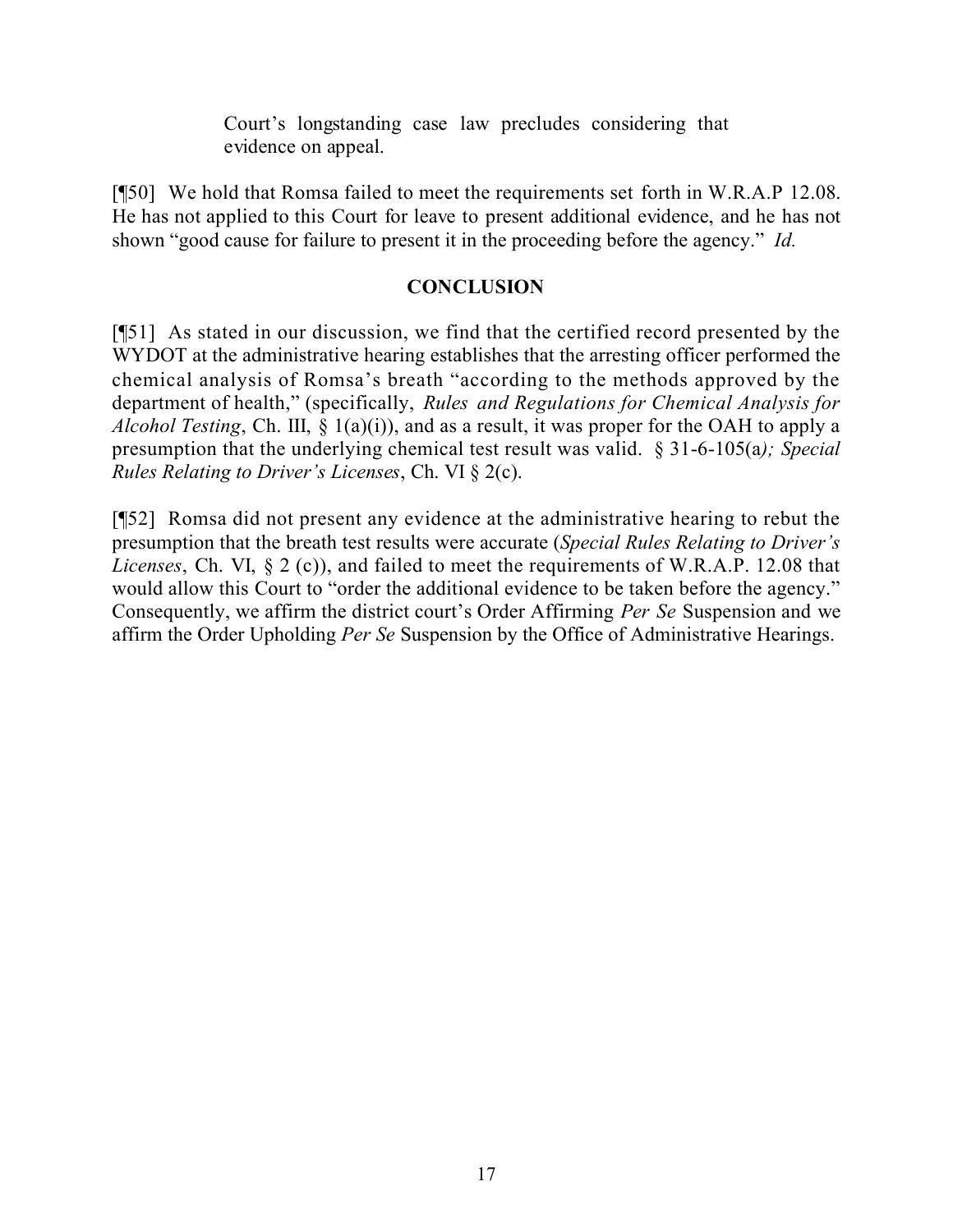> Court's longstanding case law precludes considering that evidence on appeal.

[¶50] We hold that Romsa failed to meet the requirements set forth in W.R.A.P 12.08. He has not applied to this Court for leave to present additional evidence, and he has not shown "good cause for failure to present it in the proceeding before the agency." *Id.*

## CONCLUSION

[¶51] As stated in our discussion, we find that the certified record presented by the WYDOT at the administrative hearing establishes that the arresting officer performed the chemical analysis of Romsa's breath "according to the methods approved by the department of health," (specifically, *Rules and Regulations for Chemical Analysis for Alcohol Testing*, Ch. III, § 1(a)(i)), and as a result, it was proper for the OAH to apply a presumption that the underlying chemical test result was valid. § 31-6-105(a*); Special Rules Relating to Driver's Licenses*, Ch. VI § 2(c).

[¶52] Romsa did not present any evidence at the administrative hearing to rebut the presumption that the breath test results were accurate (*Special Rules Relating to Driver's Licenses*, Ch. VI, § 2 (c)), and failed to meet the requirements of W.R.A.P. 12.08 that would allow this Court to "order the additional evidence to be taken before the agency." Consequently, we affirm the district court's Order Affirming *Per Se* Suspension and we affirm the Order Upholding *Per Se* Suspension by the Office of Administrative Hearings.